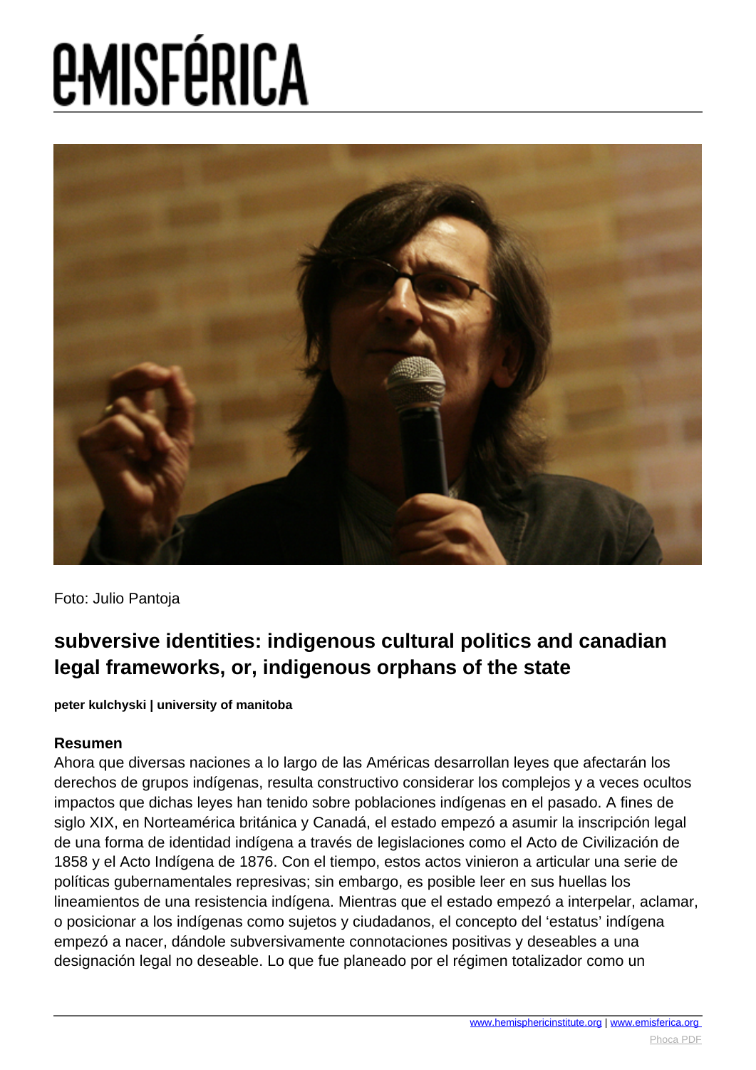Foto: Julio Pantoja

## subversive identities: indigenous cultural politics and canadian legal frameworks, or, indigenous orphans of the state

**peter kulchyski | university of manitoba**

### Resumen

Ahora que diversas naciones a lo largo de las Américas desarrollan leyes que afectarán los derechos de grupos indígenas, resulta constructivo considerar los complejos y a veces ocultos impactos que dichas leyes han tenido sobre poblaciones indígenas en el pasado. A fines de siglo XIX, en Norteamérica británica y Canadá, el estado empezó a asumir la inscripción legal de una forma de identidad indígena a través de legislaciones como el Acto de Civilización de 1858 y el Acto Indígena de 1876. Con el tiempo, estos actos vinieron a articular una serie de políticas gubernamentales represivas; sin embargo, es posible leer en sus huellas los lineamientos de una resistencia indígena. Mientras que el estado empezó a interpelar, aclamar, o posicionar a los indígenas como sujetos y ciudadanos, el concepto del 'estatus' indígena empezó a nacer, dándole subversivamente connotaciones positivas y deseables a una designación legal no deseable. Lo que fue planeado por el régimen totalizador como un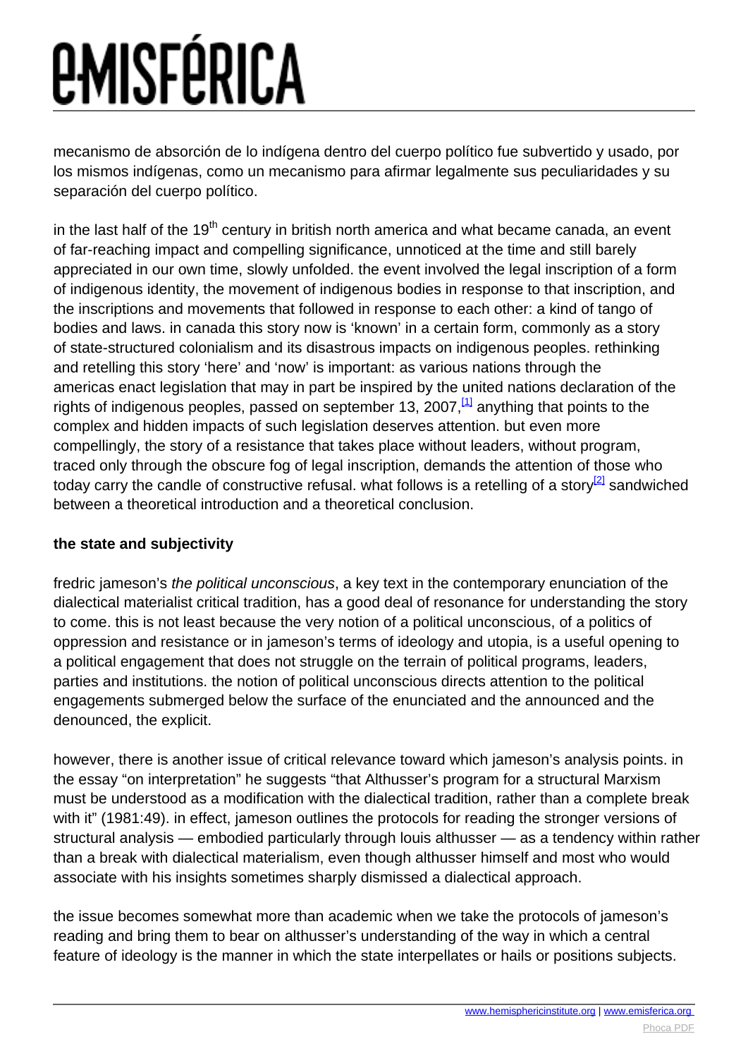mecanismo de absorción de lo indígena dentro del cuerpo político fue subvertido y usado, por los mismos indígenas, como un mecanismo para afirmar legalmente sus peculiaridades y su separación del cuerpo político.

in the last half of the 19th century in british north america and what became canada, an event of far-reaching impact and compelling significance, unnoticed at the time and still barely appreciated in our own time, slowly unfolded. the event involved the legal inscription of a form of indigenous identity, the movement of indigenous bodies in response to that inscription, and the inscriptions and movements that followed in response to each other: a kind of tango of bodies and laws. in canada this story now is 'known' in a certain form, commonly as a story of state-structured colonialism and its disastrous impacts on indigenous peoples. rethinking and retelling this story 'here' and 'now' is important: as various nations through the americas enact legislation that may in part be inspired by the united nations declaration of the rights of indigenous peoples, passed on september 13, 2007,[1] anything that points to the complex and hidden impacts of such legislation deserves attention. but even more compellingly, the story of a resistance that takes place without leaders, without program, traced only through the obscure fog of legal inscription, demands the attention of those who today carry the candle of constructive refusal. what follows is a retelling of a story[2] sandwiched between a theoretical introduction and a theoretical conclusion.

**the state and subjectivity**

fredric jameson's *the political unconscious*, a key text in the contemporary enunciation of the dialectical materialist critical tradition, has a good deal of resonance for understanding the story to come. this is not least because the very notion of a political unconscious, of a politics of oppression and resistance or in jameson's terms of ideology and utopia, is a useful opening to a political engagement that does not struggle on the terrain of political programs, leaders, parties and institutions. the notion of political unconscious directs attention to the political engagements submerged below the surface of the enunciated and the announced and the denounced, the explicit.

however, there is another issue of critical relevance toward which jameson's analysis points. in the essay "on interpretation" he suggests "that Althusser's program for a structural Marxism must be understood as a modification with the dialectical tradition, rather than a complete break with it" (1981:49). in effect, jameson outlines the protocols for reading the stronger versions of structural analysis — embodied particularly through louis althusser — as a tendency within rather than a break with dialectical materialism, even though althusser himself and most who would associate with his insights sometimes sharply dismissed a dialectical approach.

the issue becomes somewhat more than academic when we take the protocols of jameson's reading and bring them to bear on althusser's understanding of the way in which a central feature of ideology is the manner in which the state interpellates or hails or positions subjects.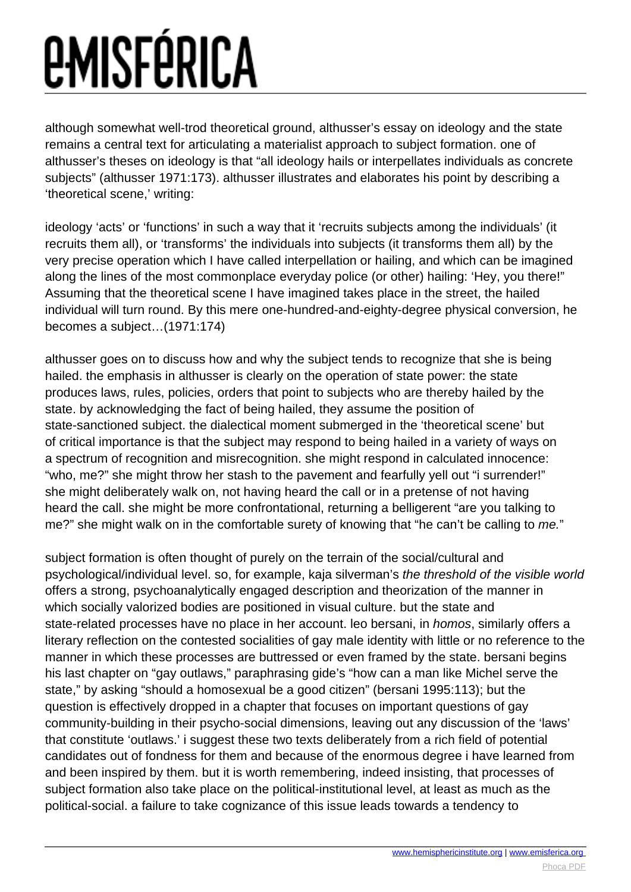although somewhat well-trod theoretical ground, althusser's essay on ideology and the state remains a central text for articulating a materialist approach to subject formation. one of althusser's theses on ideology is that "all ideology hails or interpellates individuals as concrete subjects" (althusser 1971:173). althusser illustrates and elaborates his point by describing a 'theoretical scene,' writing:

ideology 'acts' or 'functions' in such a way that it 'recruits subjects among the individuals' (it recruits them all), or 'transforms' the individuals into subjects (it transforms them all) by the very precise operation which I have called interpellation or hailing, and which can be imagined along the lines of the most commonplace everyday police (or other) hailing: 'Hey, you there!" Assuming that the theoretical scene I have imagined takes place in the street, the hailed individual will turn round. By this mere one-hundred-and-eighty-degree physical conversion, he becomes a subject…(1971:174)

althusser goes on to discuss how and why the subject tends to recognize that she is being hailed. the emphasis in althusser is clearly on the operation of state power: the state produces laws, rules, policies, orders that point to subjects who are thereby hailed by the state. by acknowledging the fact of being hailed, they assume the position of state-sanctioned subject. the dialectical moment submerged in the 'theoretical scene' but of critical importance is that the subject may respond to being hailed in a variety of ways on a spectrum of recognition and misrecognition. she might respond in calculated innocence: "who, me?" she might throw her stash to the pavement and fearfully yell out "i surrender!" she might deliberately walk on, not having heard the call or in a pretense of not having heard the call. she might be more confrontational, returning a belligerent "are you talking to me?" she might walk on in the comfortable surety of knowing that "he can't be calling to *me.*"

subject formation is often thought of purely on the terrain of the social/cultural and psychological/individual level. so, for example, kaja silverman's *the threshold of the visible world* offers a strong, psychoanalytically engaged description and theorization of the manner in which socially valorized bodies are positioned in visual culture. but the state and state-related processes have no place in her account. leo bersani, in *homos*, similarly offers a literary reflection on the contested socialities of gay male identity with little or no reference to the manner in which these processes are buttressed or even framed by the state. bersani begins his last chapter on "gay outlaws," paraphrasing gide's "how can a man like Michel serve the state," by asking "should a homosexual be a good citizen" (bersani 1995:113); but the question is effectively dropped in a chapter that focuses on important questions of gay community-building in their psycho-social dimensions, leaving out any discussion of the 'laws' that constitute 'outlaws.' i suggest these two texts deliberately from a rich field of potential candidates out of fondness for them and because of the enormous degree i have learned from and been inspired by them. but it is worth remembering, indeed insisting, that processes of subject formation also take place on the political-institutional level, at least as much as the political-social. a failure to take cognizance of this issue leads towards a tendency to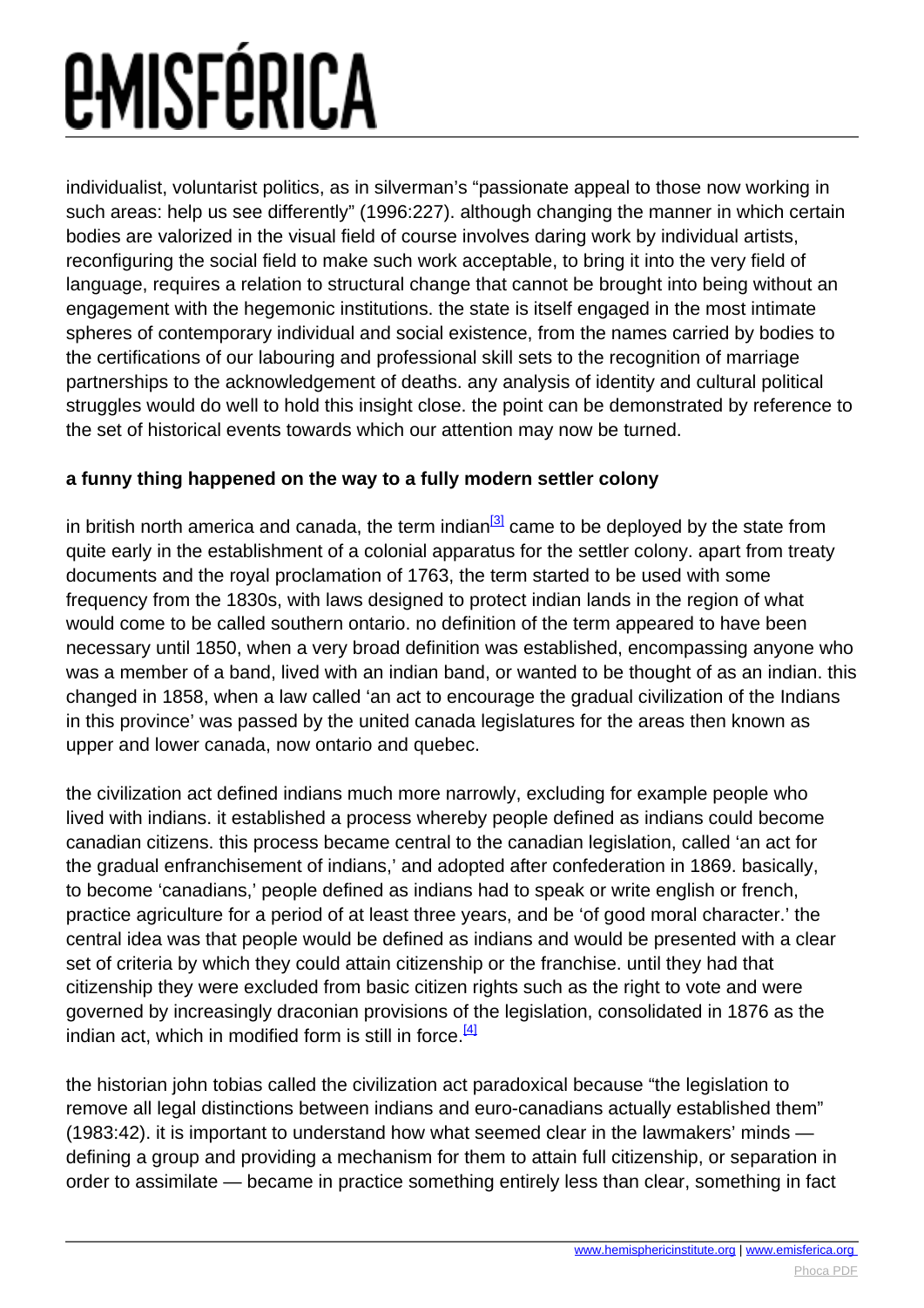individualist, voluntarist politics, as in silverman's "passionate appeal to those now working in such areas: help us see differently" (1996:227). although changing the manner in which certain bodies are valorized in the visual field of course involves daring work by individual artists, reconfiguring the social field to make such work acceptable, to bring it into the very field of language, requires a relation to structural change that cannot be brought into being without an engagement with the hegemonic institutions. the state is itself engaged in the most intimate spheres of contemporary individual and social existence, from the names carried by bodies to the certifications of our labouring and professional skill sets to the recognition of marriage partnerships to the acknowledgement of deaths. any analysis of identity and cultural political struggles would do well to hold this insight close. the point can be demonstrated by reference to the set of historical events towards which our attention may now be turned.

**a funny thing happened on the way to a fully modern settler colony**

in british north america and canada, the term indian[3] came to be deployed by the state from quite early in the establishment of a colonial apparatus for the settler colony. apart from treaty documents and the royal proclamation of 1763, the term started to be used with some frequency from the 1830s, with laws designed to protect indian lands in the region of what would come to be called southern ontario. no definition of the term appeared to have been necessary until 1850, when a very broad definition was established, encompassing anyone who was a member of a band, lived with an indian band, or wanted to be thought of as an indian. this changed in 1858, when a law called 'an act to encourage the gradual civilization of the Indians in this province' was passed by the united canada legislatures for the areas then known as upper and lower canada, now ontario and quebec.

the civilization act defined indians much more narrowly, excluding for example people who lived with indians. it established a process whereby people defined as indians could become canadian citizens. this process became central to the canadian legislation, called 'an act for the gradual enfranchisement of indians,' and adopted after confederation in 1869. basically, to become 'canadians,' people defined as indians had to speak or write english or french, practice agriculture for a period of at least three years, and be 'of good moral character.' the central idea was that people would be defined as indians and would be presented with a clear set of criteria by which they could attain citizenship or the franchise. until they had that citizenship they were excluded from basic citizen rights such as the right to vote and were governed by increasingly draconian provisions of the legislation, consolidated in 1876 as the indian act, which in modified form is still in force.[4]

the historian john tobias called the civilization act paradoxical because "the legislation to remove all legal distinctions between indians and euro-canadians actually established them" (1983:42). it is important to understand how what seemed clear in the lawmakers' minds — defining a group and providing a mechanism for them to attain full citizenship, or separation in order to assimilate — became in practice something entirely less than clear, something in fact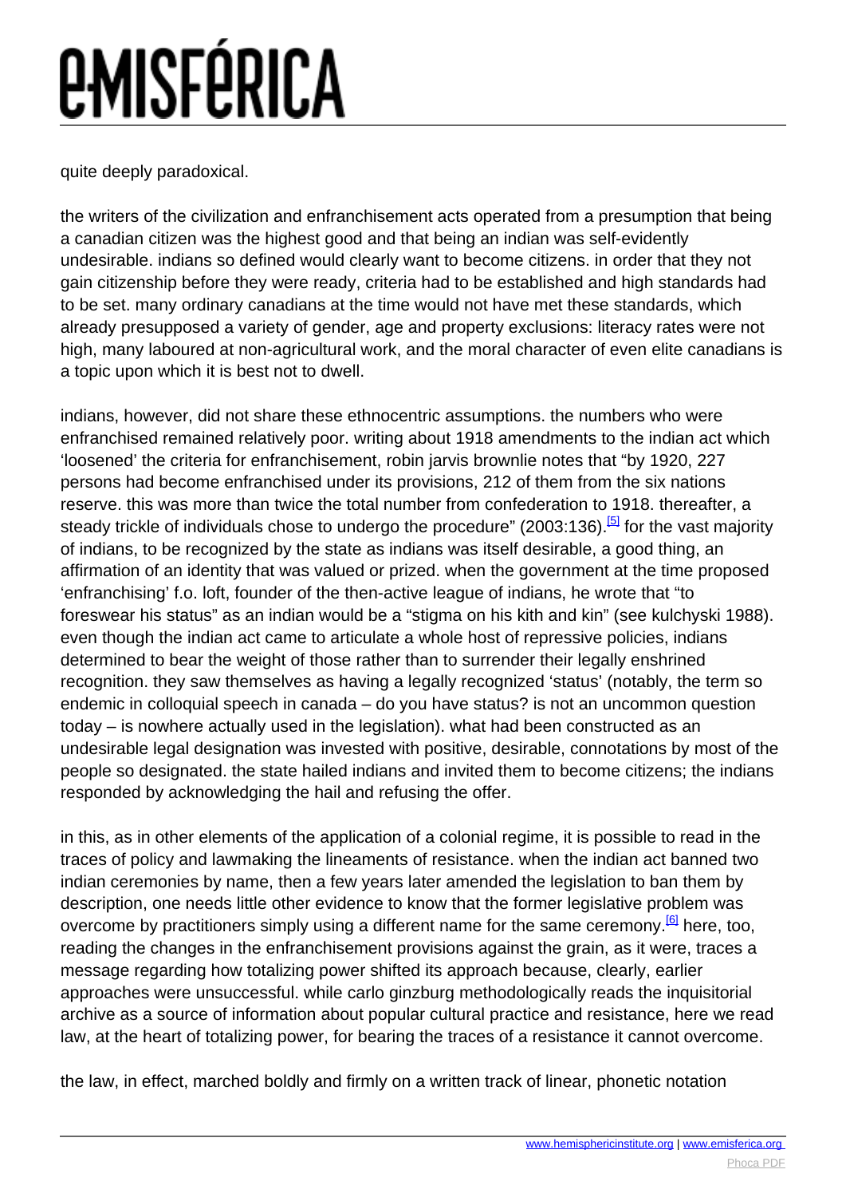quite deeply paradoxical.

the writers of the civilization and enfranchisement acts operated from a presumption that being a canadian citizen was the highest good and that being an indian was self-evidently undesirable. indians so defined would clearly want to become citizens. in order that they not gain citizenship before they were ready, criteria had to be established and high standards had to be set. many ordinary canadians at the time would not have met these standards, which already presupposed a variety of gender, age and property exclusions: literacy rates were not high, many laboured at non-agricultural work, and the moral character of even elite canadians is a topic upon which it is best not to dwell.

indians, however, did not share these ethnocentric assumptions. the numbers who were enfranchised remained relatively poor. writing about 1918 amendments to the indian act which 'loosened' the criteria for enfranchisement, robin jarvis brownlie notes that "by 1920, 227 persons had become enfranchised under its provisions, 212 of them from the six nations reserve. this was more than twice the total number from confederation to 1918. thereafter, a steady trickle of individuals chose to undergo the procedure" (2003:136).[5] for the vast majority of indians, to be recognized by the state as indians was itself desirable, a good thing, an affirmation of an identity that was valued or prized. when the government at the time proposed 'enfranchising' f.o. loft, founder of the then-active league of indians, he wrote that "to foreswear his status" as an indian would be a "stigma on his kith and kin" (see kulchyski 1988). even though the indian act came to articulate a whole host of repressive policies, indians determined to bear the weight of those rather than to surrender their legally enshrined recognition. they saw themselves as having a legally recognized 'status' (notably, the term so endemic in colloquial speech in canada – do you have status? is not an uncommon question today – is nowhere actually used in the legislation). what had been constructed as an undesirable legal designation was invested with positive, desirable, connotations by most of the people so designated. the state hailed indians and invited them to become citizens; the indians responded by acknowledging the hail and refusing the offer.

in this, as in other elements of the application of a colonial regime, it is possible to read in the traces of policy and lawmaking the lineaments of resistance. when the indian act banned two indian ceremonies by name, then a few years later amended the legislation to ban them by description, one needs little other evidence to know that the former legislative problem was overcome by practitioners simply using a different name for the same ceremony.[6] here, too, reading the changes in the enfranchisement provisions against the grain, as it were, traces a message regarding how totalizing power shifted its approach because, clearly, earlier approaches were unsuccessful. while carlo ginzburg methodologically reads the inquisitorial archive as a source of information about popular cultural practice and resistance, here we read law, at the heart of totalizing power, for bearing the traces of a resistance it cannot overcome.

the law, in effect, marched boldly and firmly on a written track of linear, phonetic notation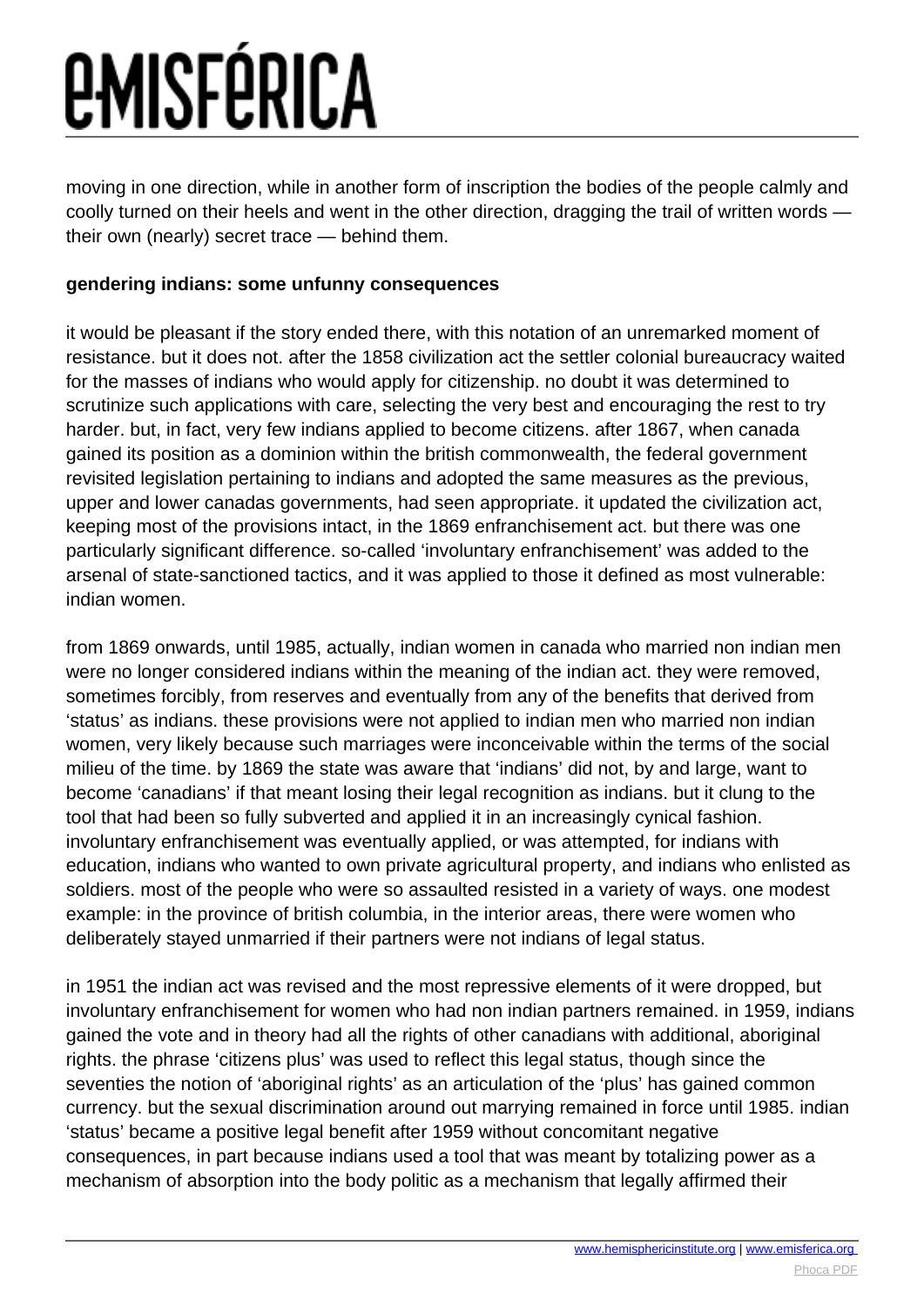moving in one direction, while in another form of inscription the bodies of the people calmly and coolly turned on their heels and went in the other direction, dragging the trail of written words — their own (nearly) secret trace — behind them.

**gendering indians: some unfunny consequences**

it would be pleasant if the story ended there, with this notation of an unremarked moment of resistance. but it does not. after the 1858 civilization act the settler colonial bureaucracy waited for the masses of indians who would apply for citizenship. no doubt it was determined to scrutinize such applications with care, selecting the very best and encouraging the rest to try harder. but, in fact, very few indians applied to become citizens. after 1867, when canada gained its position as a dominion within the british commonwealth, the federal government revisited legislation pertaining to indians and adopted the same measures as the previous, upper and lower canadas governments, had seen appropriate. it updated the civilization act, keeping most of the provisions intact, in the 1869 enfranchisement act. but there was one particularly significant difference. so-called 'involuntary enfranchisement' was added to the arsenal of state-sanctioned tactics, and it was applied to those it defined as most vulnerable: indian women.

from 1869 onwards, until 1985, actually, indian women in canada who married non indian men were no longer considered indians within the meaning of the indian act. they were removed, sometimes forcibly, from reserves and eventually from any of the benefits that derived from 'status' as indians. these provisions were not applied to indian men who married non indian women, very likely because such marriages were inconceivable within the terms of the social milieu of the time. by 1869 the state was aware that 'indians' did not, by and large, want to become 'canadians' if that meant losing their legal recognition as indians. but it clung to the tool that had been so fully subverted and applied it in an increasingly cynical fashion. involuntary enfranchisement was eventually applied, or was attempted, for indians with education, indians who wanted to own private agricultural property, and indians who enlisted as soldiers. most of the people who were so assaulted resisted in a variety of ways. one modest example: in the province of british columbia, in the interior areas, there were women who deliberately stayed unmarried if their partners were not indians of legal status.

in 1951 the indian act was revised and the most repressive elements of it were dropped, but involuntary enfranchisement for women who had non indian partners remained. in 1959, indians gained the vote and in theory had all the rights of other canadians with additional, aboriginal rights. the phrase 'citizens plus' was used to reflect this legal status, though since the seventies the notion of 'aboriginal rights' as an articulation of the 'plus' has gained common currency. but the sexual discrimination around out marrying remained in force until 1985. indian 'status' became a positive legal benefit after 1959 without concomitant negative consequences, in part because indians used a tool that was meant by totalizing power as a mechanism of absorption into the body politic as a mechanism that legally affirmed their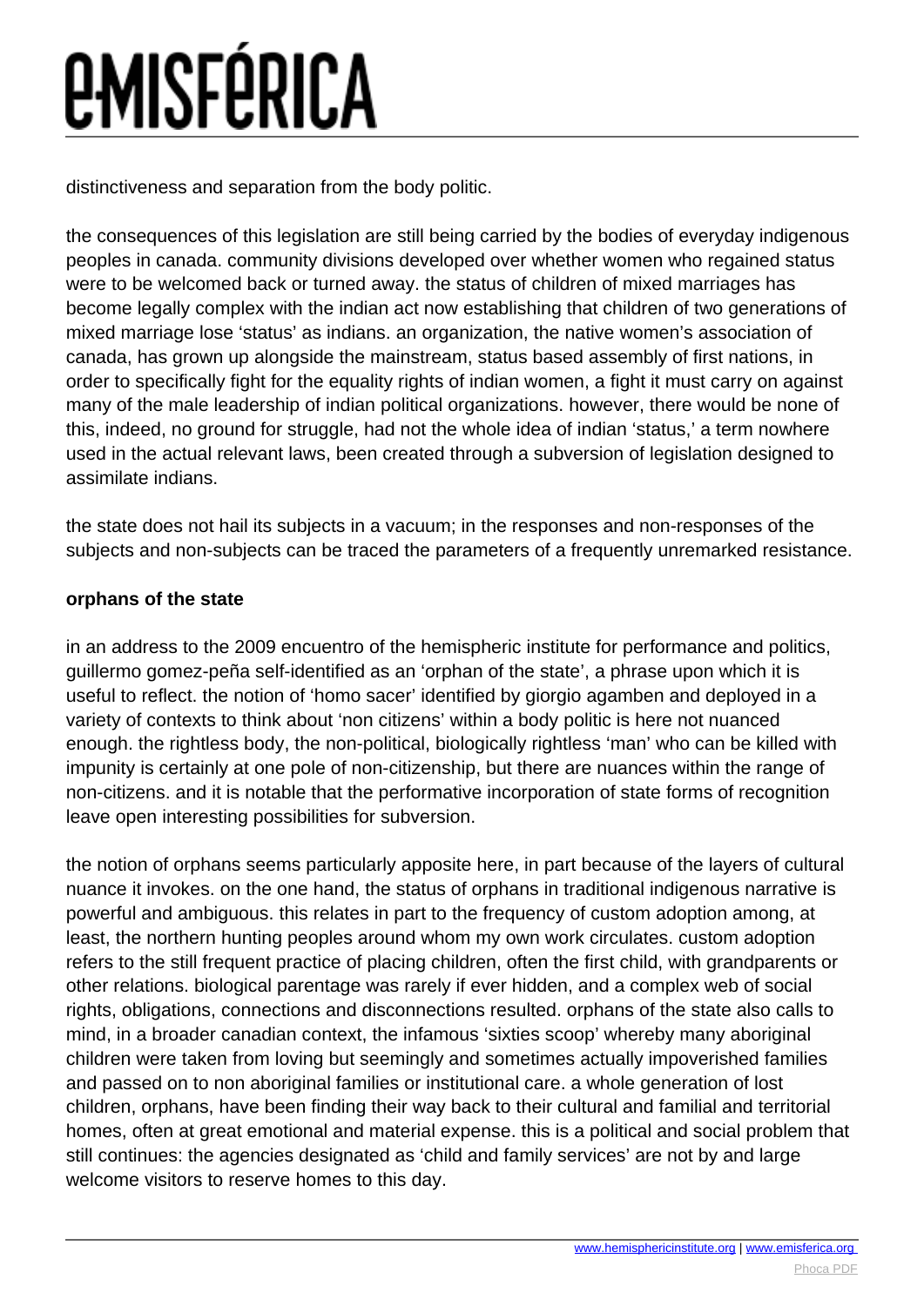distinctiveness and separation from the body politic.

the consequences of this legislation are still being carried by the bodies of everyday indigenous peoples in canada. community divisions developed over whether women who regained status were to be welcomed back or turned away. the status of children of mixed marriages has become legally complex with the indian act now establishing that children of two generations of mixed marriage lose 'status' as indians. an organization, the native women's association of canada, has grown up alongside the mainstream, status based assembly of first nations, in order to specifically fight for the equality rights of indian women, a fight it must carry on against many of the male leadership of indian political organizations. however, there would be none of this, indeed, no ground for struggle, had not the whole idea of indian 'status,' a term nowhere used in the actual relevant laws, been created through a subversion of legislation designed to assimilate indians.

the state does not hail its subjects in a vacuum; in the responses and non-responses of the subjects and non-subjects can be traced the parameters of a frequently unremarked resistance.

**orphans of the state**

in an address to the 2009 encuentro of the hemispheric institute for performance and politics, guillermo gomez-peña self-identified as an 'orphan of the state', a phrase upon which it is useful to reflect. the notion of 'homo sacer' identified by giorgio agamben and deployed in a variety of contexts to think about 'non citizens' within a body politic is here not nuanced enough. the rightless body, the non-political, biologically rightless 'man' who can be killed with impunity is certainly at one pole of non-citizenship, but there are nuances within the range of non-citizens. and it is notable that the performative incorporation of state forms of recognition leave open interesting possibilities for subversion.

the notion of orphans seems particularly apposite here, in part because of the layers of cultural nuance it invokes. on the one hand, the status of orphans in traditional indigenous narrative is powerful and ambiguous. this relates in part to the frequency of custom adoption among, at least, the northern hunting peoples around whom my own work circulates. custom adoption refers to the still frequent practice of placing children, often the first child, with grandparents or other relations. biological parentage was rarely if ever hidden, and a complex web of social rights, obligations, connections and disconnections resulted. orphans of the state also calls to mind, in a broader canadian context, the infamous 'sixties scoop' whereby many aboriginal children were taken from loving but seemingly and sometimes actually impoverished families and passed on to non aboriginal families or institutional care. a whole generation of lost children, orphans, have been finding their way back to their cultural and familial and territorial homes, often at great emotional and material expense. this is a political and social problem that still continues: the agencies designated as 'child and family services' are not by and large welcome visitors to reserve homes to this day.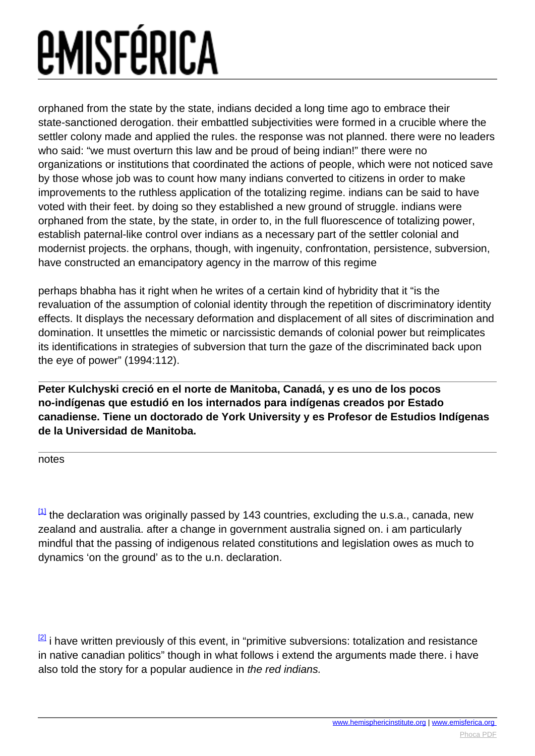orphaned from the state by the state, indians decided a long time ago to embrace their state-sanctioned derogation. their embattled subjectivities were formed in a crucible where the settler colony made and applied the rules. the response was not planned. there were no leaders who said: "we must overturn this law and be proud of being indian!" there were no organizations or institutions that coordinated the actions of people, which were not noticed save by those whose job was to count how many indians converted to citizens in order to make improvements to the ruthless application of the totalizing regime. indians can be said to have voted with their feet. by doing so they established a new ground of struggle. indians were orphaned from the state, by the state, in order to, in the full fluorescence of totalizing power, establish paternal-like control over indians as a necessary part of the settler colonial and modernist projects. the orphans, though, with ingenuity, confrontation, persistence, subversion, have constructed an emancipatory agency in the marrow of this regime

perhaps bhabha has it right when he writes of a certain kind of hybridity that it "is the revaluation of the assumption of colonial identity through the repetition of discriminatory identity effects. It displays the necessary deformation and displacement of all sites of discrimination and domination. It unsettles the mimetic or narcissistic demands of colonial power but reimplicates its identifications in strategies of subversion that turn the gaze of the discriminated back upon the eye of power" (1994:112).

---

**Peter Kulchyski creció en el norte de Manitoba, Canadá, y es uno de los pocos no-indígenas que estudió en los internados para indígenas creados por Estado canadiense. Tiene un doctorado de York University y es Profesor de Estudios Indígenas de la Universidad de Manitoba.**

---

notes

[1] the declaration was originally passed by 143 countries, excluding the u.s.a., canada, new zealand and australia. after a change in government australia signed on. i am particularly mindful that the passing of indigenous related constitutions and legislation owes as much to dynamics 'on the ground' as to the u.n. declaration.

[2] i have written previously of this event, in "primitive subversions: totalization and resistance in native canadian politics" though in what follows i extend the arguments made there. i have also told the story for a popular audience in *the red indians.*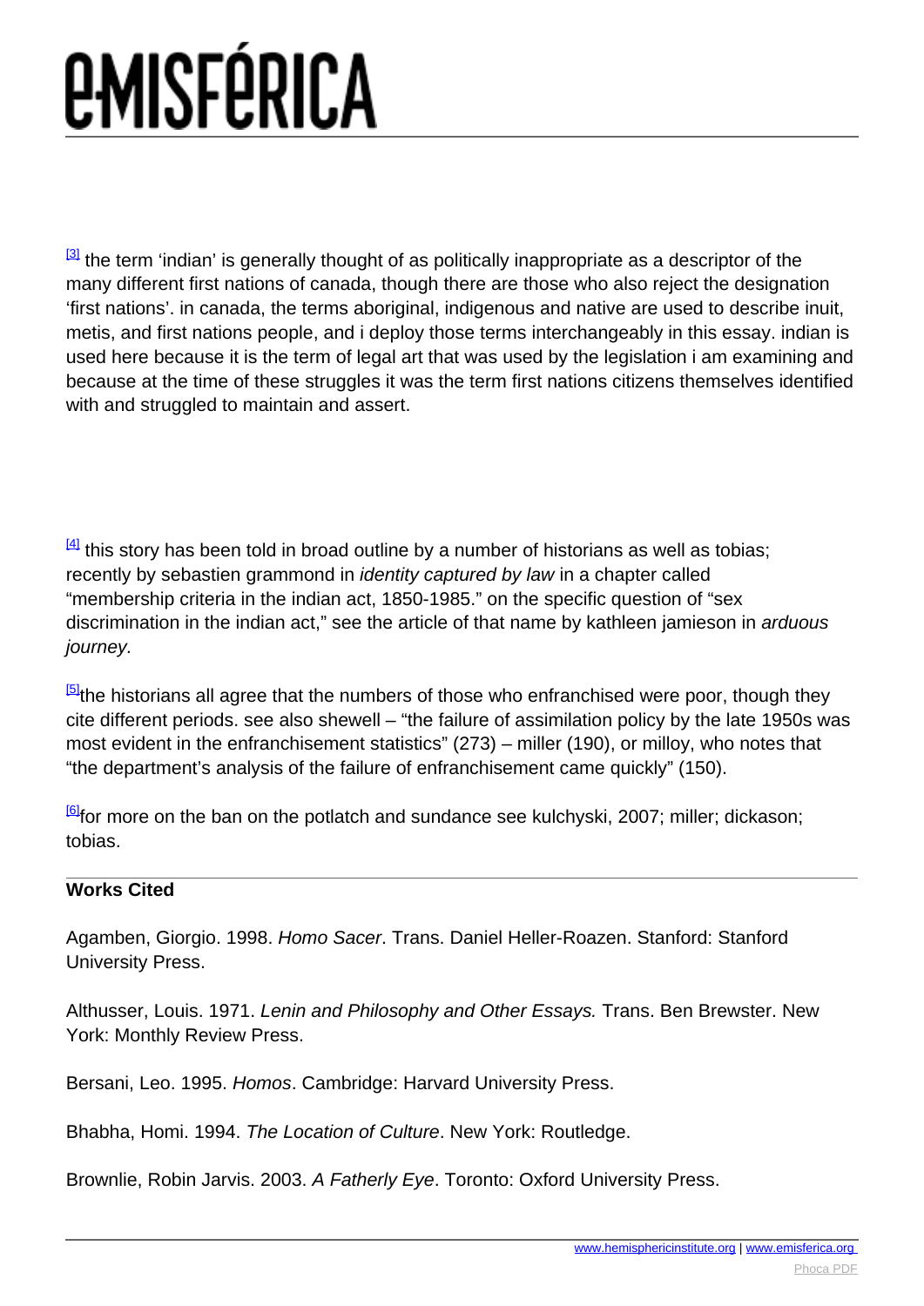[3] the term 'indian' is generally thought of as politically inappropriate as a descriptor of the many different first nations of canada, though there are those who also reject the designation 'first nations'. in canada, the terms aboriginal, indigenous and native are used to describe inuit, metis, and first nations people, and i deploy those terms interchangeably in this essay. indian is used here because it is the term of legal art that was used by the legislation i am examining and because at the time of these struggles it was the term first nations citizens themselves identified with and struggled to maintain and assert.

[4] this story has been told in broad outline by a number of historians as well as tobias; recently by sebastien grammond in *identity captured by law* in a chapter called "membership criteria in the indian act, 1850-1985." on the specific question of "sex discrimination in the indian act," see the article of that name by kathleen jamieson in *arduous journey.*

[5]the historians all agree that the numbers of those who enfranchised were poor, though they cite different periods. see also shewell – "the failure of assimilation policy by the late 1950s was most evident in the enfranchisement statistics" (273) – miller (190), or milloy, who notes that "the department's analysis of the failure of enfranchisement came quickly" (150).

[6]for more on the ban on the potlatch and sundance see kulchyski, 2007; miller; dickason; tobias.

---

**Works Cited**

Agamben, Giorgio. 1998. *Homo Sacer*. Trans. Daniel Heller-Roazen. Stanford: Stanford University Press.

Althusser, Louis. 1971. *Lenin and Philosophy and Other Essays.* Trans. Ben Brewster. New York: Monthly Review Press.

Bersani, Leo. 1995. *Homos*. Cambridge: Harvard University Press.

Bhabha, Homi. 1994. *The Location of Culture*. New York: Routledge.

Brownlie, Robin Jarvis. 2003. *A Fatherly Eye*. Toronto: Oxford University Press.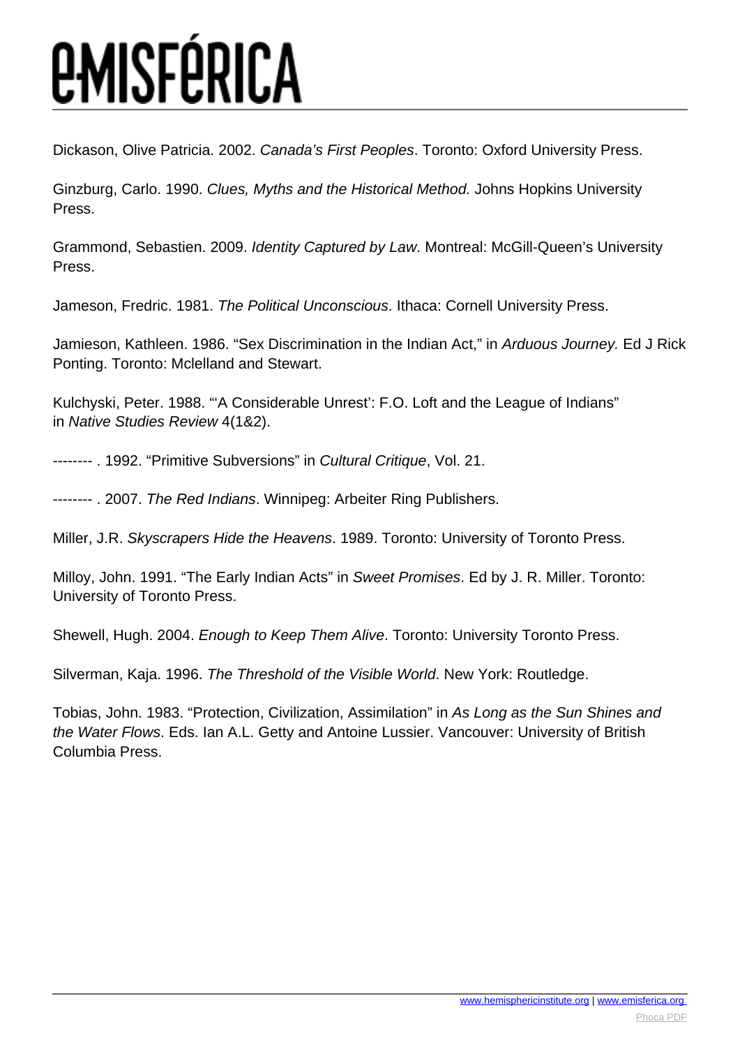Dickason, Olive Patricia. 2002. *Canada's First Peoples*. Toronto: Oxford University Press.

Ginzburg, Carlo. 1990. *Clues, Myths and the Historical Method.* Johns Hopkins University Press.

Grammond, Sebastien. 2009. *Identity Captured by Law*. Montreal: McGill-Queen's University Press.

Jameson, Fredric. 1981. *The Political Unconscious*. Ithaca: Cornell University Press.

Jamieson, Kathleen. 1986. "Sex Discrimination in the Indian Act," in *Arduous Journey.* Ed J Rick Ponting. Toronto: Mclelland and Stewart.

Kulchyski, Peter. 1988. "'A Considerable Unrest': F.O. Loft and the League of Indians" in *Native Studies Review* 4(1&2).

-------- . 1992. "Primitive Subversions" in *Cultural Critique*, Vol. 21.

-------- . 2007. *The Red Indians*. Winnipeg: Arbeiter Ring Publishers.

Miller, J.R. *Skyscrapers Hide the Heavens*. 1989. Toronto: University of Toronto Press.

Milloy, John. 1991. "The Early Indian Acts" in *Sweet Promises*. Ed by J. R. Miller. Toronto: University of Toronto Press.

Shewell, Hugh. 2004. *Enough to Keep Them Alive*. Toronto: University Toronto Press.

Silverman, Kaja. 1996. *The Threshold of the Visible World*. New York: Routledge.

Tobias, John. 1983. "Protection, Civilization, Assimilation" in *As Long as the Sun Shines and the Water Flows*. Eds. Ian A.L. Getty and Antoine Lussier. Vancouver: University of British Columbia Press.